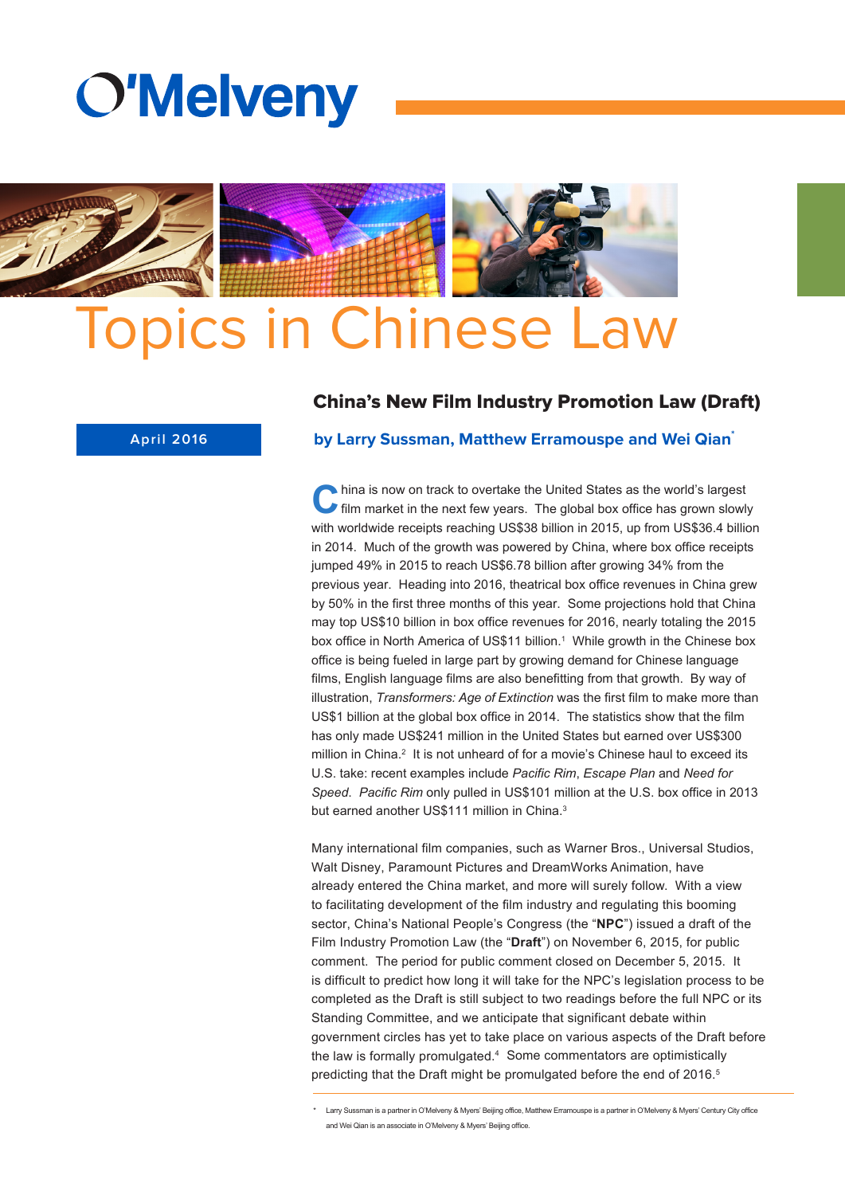O'Melveny

# Topics in Chinese Law

April 2016

## China's New Film Industry Promotion Law (Draft)

**by Larry Sussman, Matthew Erramouspe and Wei Qian***

China is now on track to overtake the United States as the world's largest film market in the next few years. The global box office has grown slowly with worldwide receipts reaching US$38 billion in 2015, up from US$36.4 billion in 2014. Much of the growth was powered by China, where box office receipts jumped 49% in 2015 to reach US$6.78 billion after growing 34% from the previous year. Heading into 2016, theatrical box office revenues in China grew by 50% in the first three months of this year. Some projections hold that China may top US$10 billion in box office revenues for 2016, nearly totaling the 2015 box office in North America of US$11 billion.[1] While growth in the Chinese box office is being fueled in large part by growing demand for Chinese language films, English language films are also benefitting from that growth. By way of illustration, *Transformers: Age of Extinction* was the first film to make more than US$1 billion at the global box office in 2014. The statistics show that the film has only made US$241 million in the United States but earned over US$300 million in China.[2] It is not unheard of for a movie's Chinese haul to exceed its U.S. take: recent examples include *Pacific Rim*, *Escape Plan* and *Need for Speed*. *Pacific Rim* only pulled in US$101 million at the U.S. box office in 2013 but earned another US$111 million in China.[3]

Many international film companies, such as Warner Bros., Universal Studios, Walt Disney, Paramount Pictures and DreamWorks Animation, have already entered the China market, and more will surely follow. With a view to facilitating development of the film industry and regulating this booming sector, China's National People's Congress (the "**NPC**") issued a draft of the Film Industry Promotion Law (the "**Draft**") on November 6, 2015, for public comment. The period for public comment closed on December 5, 2015. It is difficult to predict how long it will take for the NPC's legislation process to be completed as the Draft is still subject to two readings before the full NPC or its Standing Committee, and we anticipate that significant debate within government circles has yet to take place on various aspects of the Draft before the law is formally promulgated.[4] Some commentators are optimistically predicting that the Draft might be promulgated before the end of 2016.[5]

---

* Larry Sussman is a partner in O'Melveny & Myers' Beijing office, Matthew Erramouspe is a partner in O'Melveny & Myers' Century City office and Wei Qian is an associate in O'Melveny & Myers' Beijing office.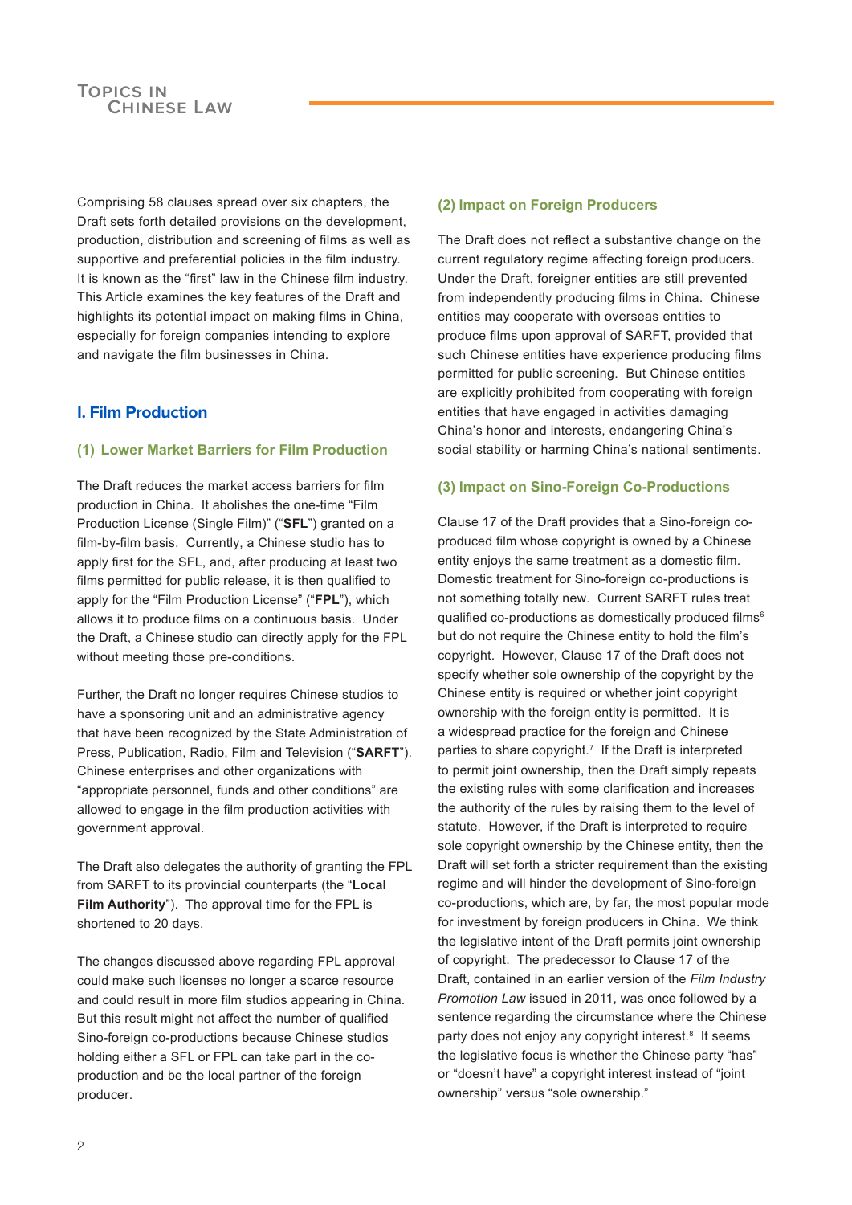Comprising 58 clauses spread over six chapters, the Draft sets forth detailed provisions on the development, production, distribution and screening of films as well as supportive and preferential policies in the film industry. It is known as the "first" law in the Chinese film industry. This Article examines the key features of the Draft and highlights its potential impact on making films in China, especially for foreign companies intending to explore and navigate the film businesses in China.

## I. Film Production

### (1) Lower Market Barriers for Film Production

The Draft reduces the market access barriers for film production in China. It abolishes the one-time "Film Production License (Single Film)" ("**SFL**") granted on a film-by-film basis. Currently, a Chinese studio has to apply first for the SFL, and, after producing at least two films permitted for public release, it is then qualified to apply for the "Film Production License" ("**FPL**"), which allows it to produce films on a continuous basis. Under the Draft, a Chinese studio can directly apply for the FPL without meeting those pre-conditions.

Further, the Draft no longer requires Chinese studios to have a sponsoring unit and an administrative agency that have been recognized by the State Administration of Press, Publication, Radio, Film and Television ("**SARFT**"). Chinese enterprises and other organizations with "appropriate personnel, funds and other conditions" are allowed to engage in the film production activities with government approval.

The Draft also delegates the authority of granting the FPL from SARFT to its provincial counterparts (the "**Local Film Authority**"). The approval time for the FPL is shortened to 20 days.

The changes discussed above regarding FPL approval could make such licenses no longer a scarce resource and could result in more film studios appearing in China. But this result might not affect the number of qualified Sino-foreign co-productions because Chinese studios holding either a SFL or FPL can take part in the co-production and be the local partner of the foreign producer.

### (2) Impact on Foreign Producers

The Draft does not reflect a substantive change on the current regulatory regime affecting foreign producers. Under the Draft, foreigner entities are still prevented from independently producing films in China. Chinese entities may cooperate with overseas entities to produce films upon approval of SARFT, provided that such Chinese entities have experience producing films permitted for public screening. But Chinese entities are explicitly prohibited from cooperating with foreign entities that have engaged in activities damaging China's honor and interests, endangering China's social stability or harming China's national sentiments.

### (3) Impact on Sino-Foreign Co-Productions

Clause 17 of the Draft provides that a Sino-foreign co-produced film whose copyright is owned by a Chinese entity enjoys the same treatment as a domestic film. Domestic treatment for Sino-foreign co-productions is not something totally new. Current SARFT rules treat qualified co-productions as domestically produced films[6] but do not require the Chinese entity to hold the film's copyright. However, Clause 17 of the Draft does not specify whether sole ownership of the copyright by the Chinese entity is required or whether joint copyright ownership with the foreign entity is permitted. It is a widespread practice for the foreign and Chinese parties to share copyright.[7] If the Draft is interpreted to permit joint ownership, then the Draft simply repeats the existing rules with some clarification and increases the authority of the rules by raising them to the level of statute. However, if the Draft is interpreted to require sole copyright ownership by the Chinese entity, then the Draft will set forth a stricter requirement than the existing regime and will hinder the development of Sino-foreign co-productions, which are, by far, the most popular mode for investment by foreign producers in China. We think the legislative intent of the Draft permits joint ownership of copyright. The predecessor to Clause 17 of the Draft, contained in an earlier version of the *Film Industry Promotion Law* issued in 2011, was once followed by a sentence regarding the circumstance where the Chinese party does not enjoy any copyright interest.[8] It seems the legislative focus is whether the Chinese party "has" or "doesn't have" a copyright interest instead of "joint ownership" versus "sole ownership."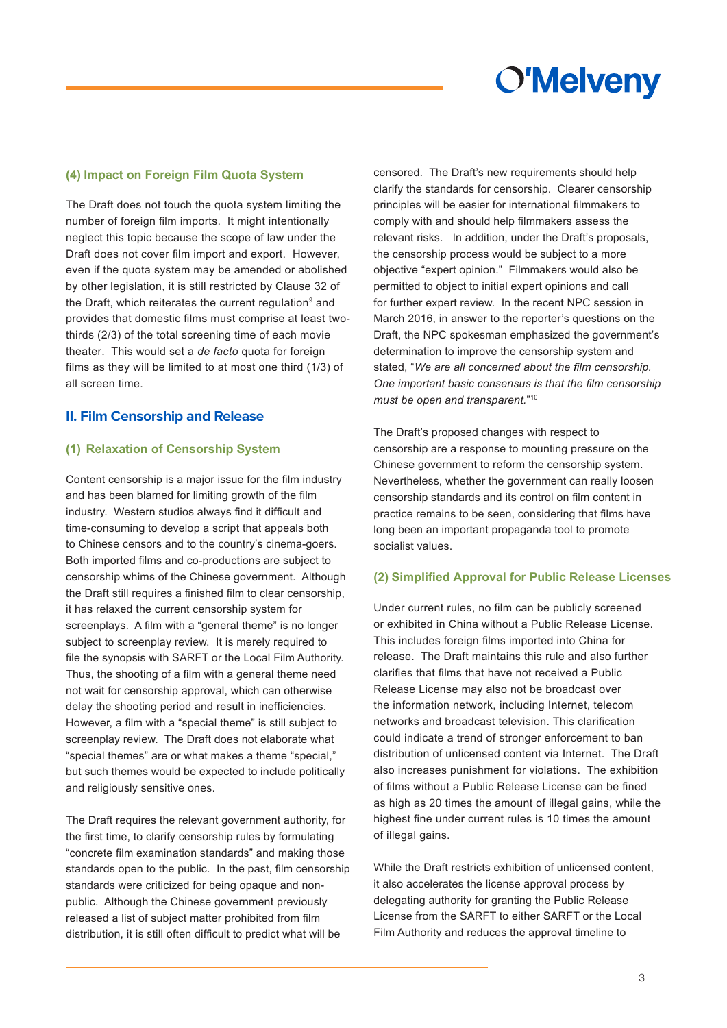### (4) Impact on Foreign Film Quota System

The Draft does not touch the quota system limiting the number of foreign film imports. It might intentionally neglect this topic because the scope of law under the Draft does not cover film import and export. However, even if the quota system may be amended or abolished by other legislation, it is still restricted by Clause 32 of the Draft, which reiterates the current regulation[9] and provides that domestic films must comprise at least two-thirds (2/3) of the total screening time of each movie theater. This would set a *de facto* quota for foreign films as they will be limited to at most one third (1/3) of all screen time.

## II. Film Censorship and Release

### (1) Relaxation of Censorship System

Content censorship is a major issue for the film industry and has been blamed for limiting growth of the film industry. Western studios always find it difficult and time-consuming to develop a script that appeals both to Chinese censors and to the country's cinema-goers. Both imported films and co-productions are subject to censorship whims of the Chinese government. Although the Draft still requires a finished film to clear censorship, it has relaxed the current censorship system for screenplays. A film with a "general theme" is no longer subject to screenplay review. It is merely required to file the synopsis with SARFT or the Local Film Authority. Thus, the shooting of a film with a general theme need not wait for censorship approval, which can otherwise delay the shooting period and result in inefficiencies. However, a film with a "special theme" is still subject to screenplay review. The Draft does not elaborate what "special themes" are or what makes a theme "special," but such themes would be expected to include politically and religiously sensitive ones.

The Draft requires the relevant government authority, for the first time, to clarify censorship rules by formulating "concrete film examination standards" and making those standards open to the public. In the past, film censorship standards were criticized for being opaque and non-public. Although the Chinese government previously released a list of subject matter prohibited from film distribution, it is still often difficult to predict what will be censored. The Draft's new requirements should help clarify the standards for censorship. Clearer censorship principles will be easier for international filmmakers to comply with and should help filmmakers assess the relevant risks. In addition, under the Draft's proposals, the censorship process would be subject to a more objective "expert opinion." Filmmakers would also be permitted to object to initial expert opinions and call for further expert review. In the recent NPC session in March 2016, in answer to the reporter's questions on the Draft, the NPC spokesman emphasized the government's determination to improve the censorship system and stated, "*We are all concerned about the film censorship. One important basic consensus is that the film censorship must be open and transparent.*"[10]

The Draft's proposed changes with respect to censorship are a response to mounting pressure on the Chinese government to reform the censorship system. Nevertheless, whether the government can really loosen censorship standards and its control on film content in practice remains to be seen, considering that films have long been an important propaganda tool to promote socialist values.

### (2) Simplified Approval for Public Release Licenses

Under current rules, no film can be publicly screened or exhibited in China without a Public Release License. This includes foreign films imported into China for release. The Draft maintains this rule and also further clarifies that films that have not received a Public Release License may also not be broadcast over the information network, including Internet, telecom networks and broadcast television. This clarification could indicate a trend of stronger enforcement to ban distribution of unlicensed content via Internet. The Draft also increases punishment for violations. The exhibition of films without a Public Release License can be fined as high as 20 times the amount of illegal gains, while the highest fine under current rules is 10 times the amount of illegal gains.

While the Draft restricts exhibition of unlicensed content, it also accelerates the license approval process by delegating authority for granting the Public Release License from the SARFT to either SARFT or the Local Film Authority and reduces the approval timeline to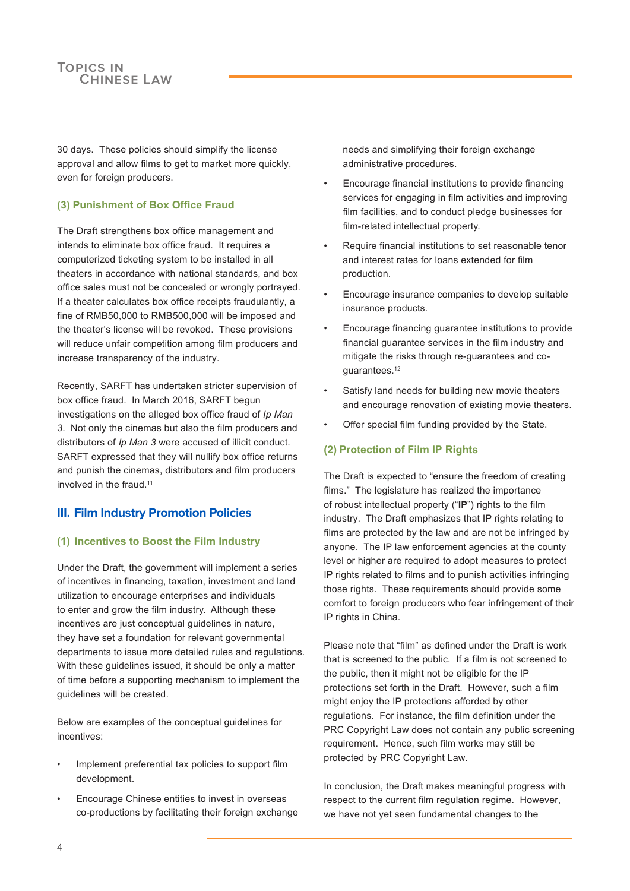30 days. These policies should simplify the license approval and allow films to get to market more quickly, even for foreign producers.

### (3) Punishment of Box Office Fraud

The Draft strengthens box office management and intends to eliminate box office fraud. It requires a computerized ticketing system to be installed in all theaters in accordance with national standards, and box office sales must not be concealed or wrongly portrayed. If a theater calculates box office receipts fraudulantly, a fine of RMB50,000 to RMB500,000 will be imposed and the theater's license will be revoked. These provisions will reduce unfair competition among film producers and increase transparency of the industry.

Recently, SARFT has undertaken stricter supervision of box office fraud. In March 2016, SARFT begun investigations on the alleged box office fraud of *Ip Man 3*. Not only the cinemas but also the film producers and distributors of *Ip Man 3* were accused of illicit conduct. SARFT expressed that they will nullify box office returns and punish the cinemas, distributors and film producers involved in the fraud.[11]

## III. Film Industry Promotion Policies

### (1) Incentives to Boost the Film Industry

Under the Draft, the government will implement a series of incentives in financing, taxation, investment and land utilization to encourage enterprises and individuals to enter and grow the film industry. Although these incentives are just conceptual guidelines in nature, they have set a foundation for relevant governmental departments to issue more detailed rules and regulations. With these guidelines issued, it should be only a matter of time before a supporting mechanism to implement the guidelines will be created.

Below are examples of the conceptual guidelines for incentives:

- Implement preferential tax policies to support film development.
- Encourage Chinese entities to invest in overseas co-productions by facilitating their foreign exchange needs and simplifying their foreign exchange administrative procedures.
- Encourage financial institutions to provide financing services for engaging in film activities and improving film facilities, and to conduct pledge businesses for film-related intellectual property.
- Require financial institutions to set reasonable tenor and interest rates for loans extended for film production.
- Encourage insurance companies to develop suitable insurance products.
- Encourage financing guarantee institutions to provide financial guarantee services in the film industry and mitigate the risks through re-guarantees and co-guarantees.[12]
- Satisfy land needs for building new movie theaters and encourage renovation of existing movie theaters.
- Offer special film funding provided by the State.

### (2) Protection of Film IP Rights

The Draft is expected to "ensure the freedom of creating films." The legislature has realized the importance of robust intellectual property ("**IP**") rights to the film industry. The Draft emphasizes that IP rights relating to films are protected by the law and are not be infringed by anyone. The IP law enforcement agencies at the county level or higher are required to adopt measures to protect IP rights related to films and to punish activities infringing those rights. These requirements should provide some comfort to foreign producers who fear infringement of their IP rights in China.

Please note that "film" as defined under the Draft is work that is screened to the public. If a film is not screened to the public, then it might not be eligible for the IP protections set forth in the Draft. However, such a film might enjoy the IP protections afforded by other regulations. For instance, the film definition under the PRC Copyright Law does not contain any public screening requirement. Hence, such film works may still be protected by PRC Copyright Law.

In conclusion, the Draft makes meaningful progress with respect to the current film regulation regime. However, we have not yet seen fundamental changes to the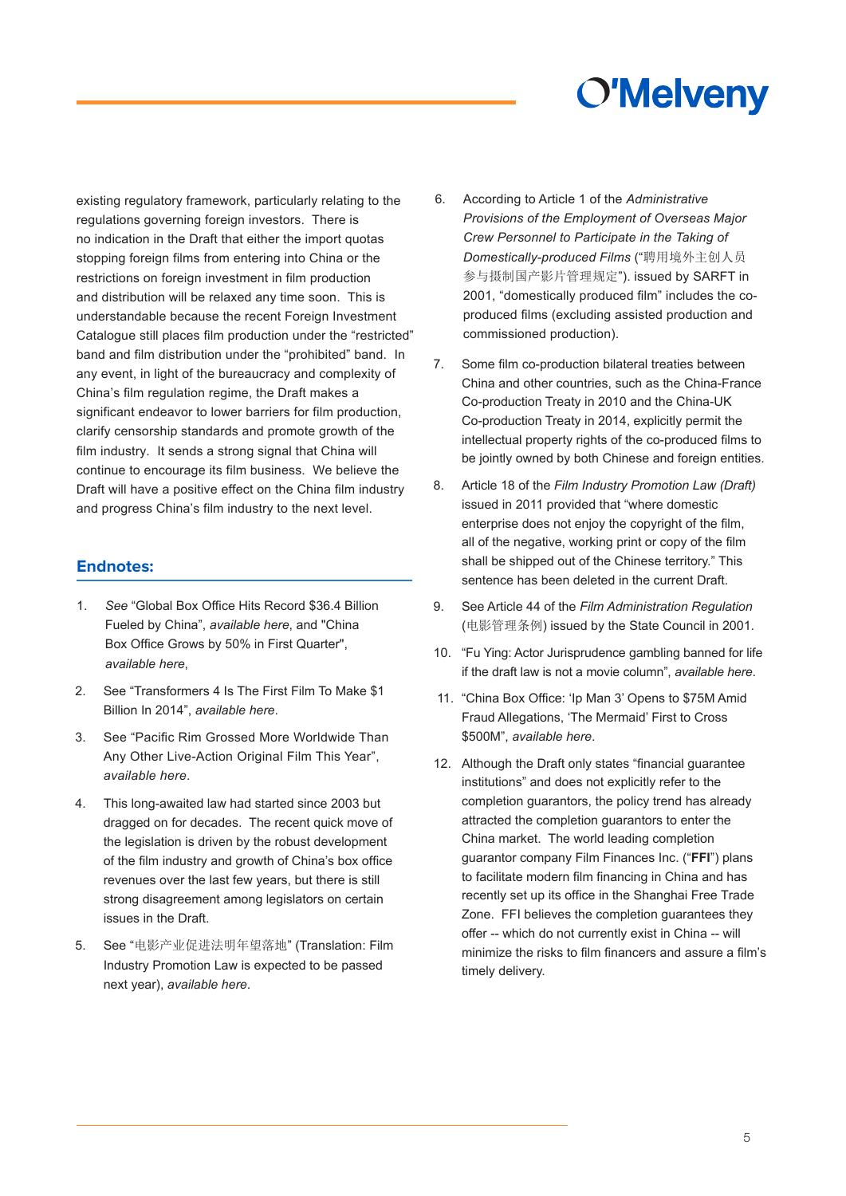existing regulatory framework, particularly relating to the regulations governing foreign investors. There is no indication in the Draft that either the import quotas stopping foreign films from entering into China or the restrictions on foreign investment in film production and distribution will be relaxed any time soon. This is understandable because the recent Foreign Investment Catalogue still places film production under the "restricted" band and film distribution under the "prohibited" band. In any event, in light of the bureaucracy and complexity of China's film regulation regime, the Draft makes a significant endeavor to lower barriers for film production, clarify censorship standards and promote growth of the film industry. It sends a strong signal that China will continue to encourage its film business. We believe the Draft will have a positive effect on the China film industry and progress China's film industry to the next level.

## Endnotes:

1. *See* "Global Box Office Hits Record $36.4 Billion Fueled by China", *available here*, and "China Box Office Grows by 50% in First Quarter", *available here*,
2. See "Transformers 4 Is The First Film To Make $1 Billion In 2014", *available here*.
3. See "Pacific Rim Grossed More Worldwide Than Any Other Live-Action Original Film This Year", *available here*.
4. This long-awaited law had started since 2003 but dragged on for decades. The recent quick move of the legislation is driven by the robust development of the film industry and growth of China's box office revenues over the last few years, but there is still strong disagreement among legislators on certain issues in the Draft.
5. See "电影产业促进法明年望落地" (Translation: Film Industry Promotion Law is expected to be passed next year), *available here*.
6. According to Article 1 of the *Administrative Provisions of the Employment of Overseas Major Crew Personnel to Participate in the Taking of Domestically-produced Films* ("聘用境外主创人员参与摄制国产影片管理规定"). issued by SARFT in 2001, "domestically produced film" includes the co-produced films (excluding assisted production and commissioned production).
7. Some film co-production bilateral treaties between China and other countries, such as the China-France Co-production Treaty in 2010 and the China-UK Co-production Treaty in 2014, explicitly permit the intellectual property rights of the co-produced films to be jointly owned by both Chinese and foreign entities.
8. Article 18 of the *Film Industry Promotion Law (Draft)* issued in 2011 provided that "where domestic enterprise does not enjoy the copyright of the film, all of the negative, working print or copy of the film shall be shipped out of the Chinese territory." This sentence has been deleted in the current Draft.
9. See Article 44 of the *Film Administration Regulation* (电影管理条例) issued by the State Council in 2001.
10. "Fu Ying: Actor Jurisprudence gambling banned for life if the draft law is not a movie column", *available here*.
11. "China Box Office: 'Ip Man 3' Opens to $75M Amid Fraud Allegations, 'The Mermaid' First to Cross $500M", *available here*.
12. Although the Draft only states "financial guarantee institutions" and does not explicitly refer to the completion guarantors, the policy trend has already attracted the completion guarantors to enter the China market. The world leading completion guarantor company Film Finances Inc. ("**FFI**") plans to facilitate modern film financing in China and has recently set up its office in the Shanghai Free Trade Zone. FFI believes the completion guarantees they offer -- which do not currently exist in China -- will minimize the risks to film financers and assure a film's timely delivery.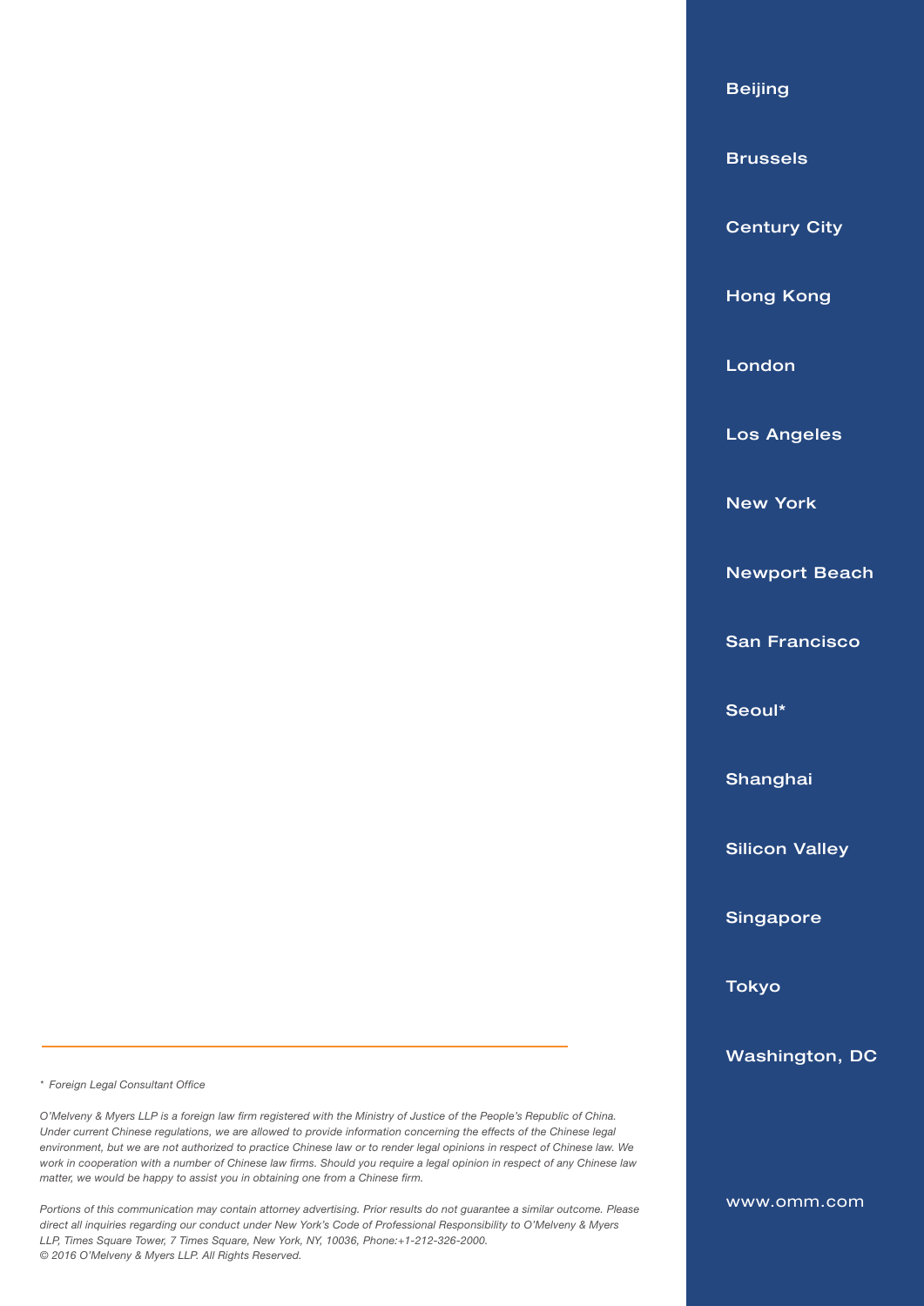Beijing

Brussels

Century City

Hong Kong

London

Los Angeles

New York

Newport Beach

San Francisco

Seoul*

Shanghai

Silicon Valley

Singapore

Tokyo

Washington, DC

www.omm.com

---

*\* Foreign Legal Consultant Office*

*O'Melveny & Myers LLP is a foreign law firm registered with the Ministry of Justice of the People's Republic of China. Under current Chinese regulations, we are allowed to provide information concerning the effects of the Chinese legal environment, but we are not authorized to practice Chinese law or to render legal opinions in respect of Chinese law. We work in cooperation with a number of Chinese law firms. Should you require a legal opinion in respect of any Chinese law matter, we would be happy to assist you in obtaining one from a Chinese firm.*

*Portions of this communication may contain attorney advertising. Prior results do not guarantee a similar outcome. Please direct all inquiries regarding our conduct under New York's Code of Professional Responsibility to O'Melveny & Myers LLP, Times Square Tower, 7 Times Square, New York, NY, 10036, Phone:+1-212-326-2000.*
*© 2016 O'Melveny & Myers LLP. All Rights Reserved.*